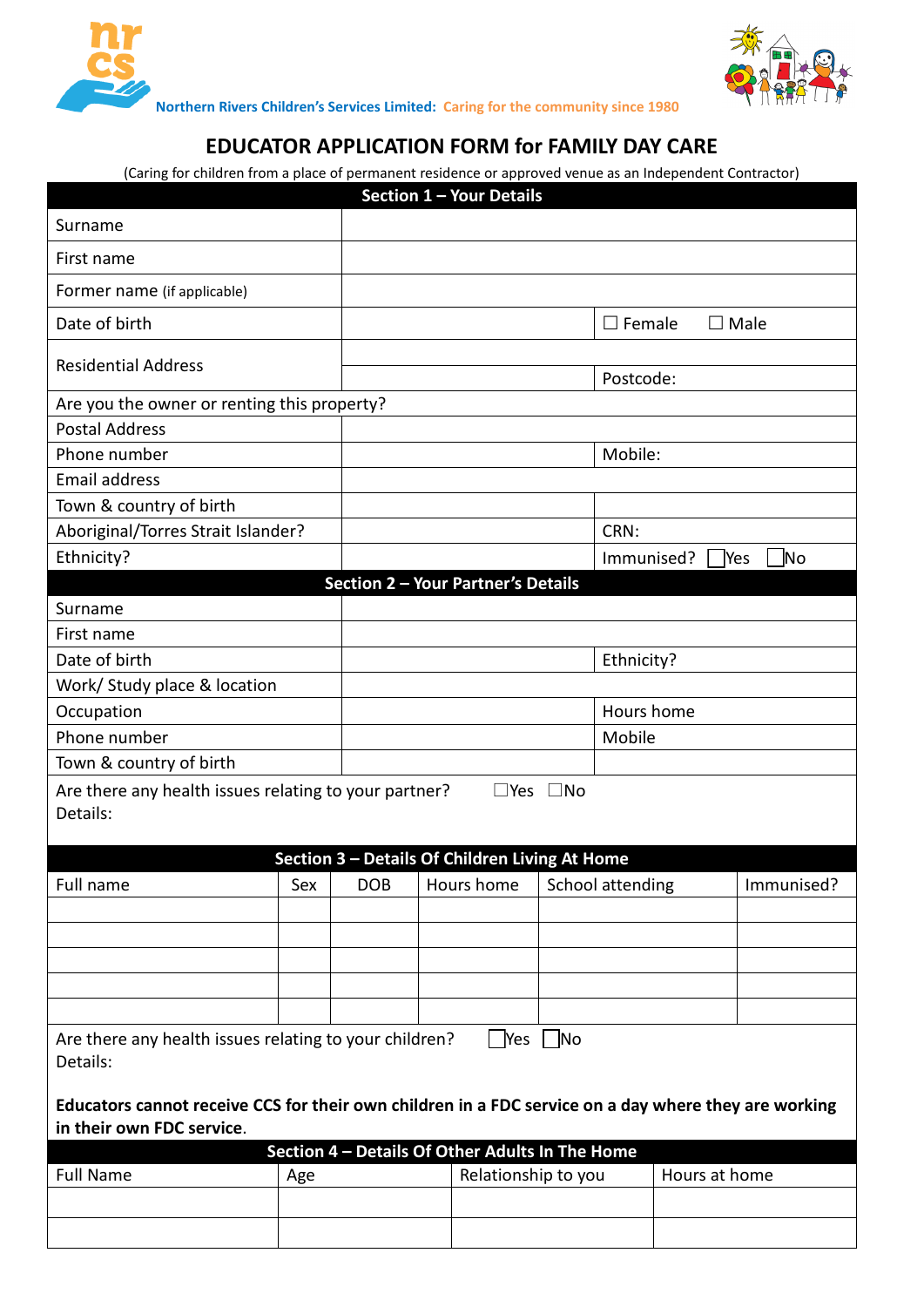**Northern Rivers Children's Services Limited:** Caring for the community since 1980

# EDUCATOR APPLICATION FORM for FAMILY DAY CARE

(Caring for children from a place of permanent residence or approved venue as an Independent Contractor)

| Section 1 – Your Details | | |
|---|---|---|
| Surname | | |
| First name | | |
| Former name (if applicable) | | |
| Date of birth | | ☐ Female ☐ Male |
| Residential Address | | |
| | | Postcode: |
| Are you the owner or renting this property? | | |
| Postal Address | | |
| Phone number | | Mobile: |
| Email address | | |
| Town & country of birth | | |
| Aboriginal/Torres Strait Islander? | | CRN: |
| Ethnicity? | | Immunised? ☐ Yes ☐ No |

| Section 2 – Your Partner's Details | | |
|---|---|---|
| Surname | | |
| First name | | |
| Date of birth | | Ethnicity? |
| Work/ Study place & location | | |
| Occupation | | Hours home |
| Phone number | | Mobile |
| Town & country of birth | | |

Are there any health issues relating to your partner? ☐ Yes ☐ No
Details:

**Section 3 – Details Of Children Living At Home**

| Full name | Sex | DOB | Hours home | School attending | Immunised? |
|---|---|---|---|---|---|
| | | | | | |
| | | | | | |
| | | | | | |
| | | | | | |
| | | | | | |

Are there any health issues relating to your children? ☐ Yes ☐ No
Details:

**Educators cannot receive CCS for their own children in a FDC service on a day where they are working in their own FDC service.**

**Section 4 – Details Of Other Adults In The Home**

| Full Name | Age | Relationship to you | Hours at home |
|---|---|---|---|
| | | | |
| | | | |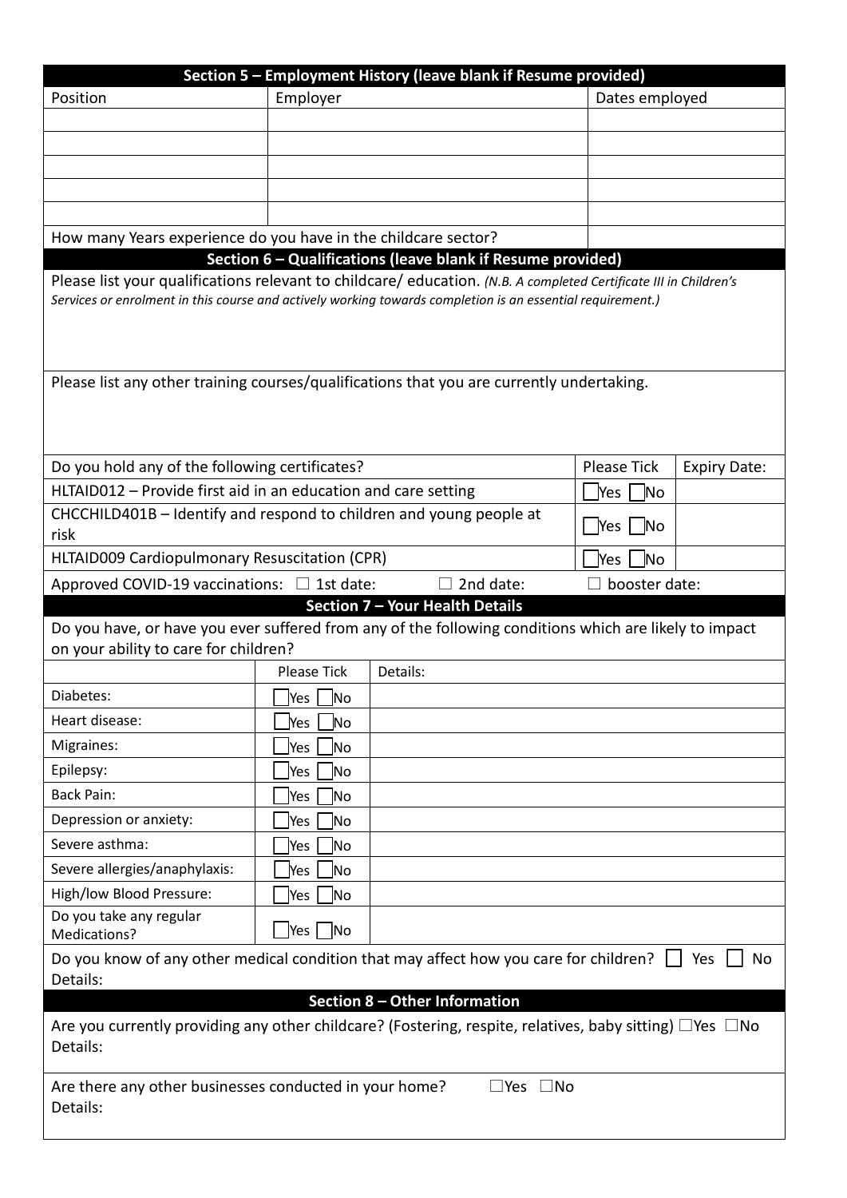## Section 5 – Employment History (leave blank if Resume provided)

| Position | Employer | Dates employed |
|---|---|---|
| | | |
| | | |
| | | |
| | | |
| | | |
| How many Years experience do you have in the childcare sector? | | |

## Section 6 – Qualifications (leave blank if Resume provided)

Please list your qualifications relevant to childcare/ education. *(N.B. A completed Certificate III in Children's Services or enrolment in this course and actively working towards completion is an essential requirement.)*

Please list any other training courses/qualifications that you are currently undertaking.

| Do you hold any of the following certificates? | Please Tick | Expiry Date: |
|---|---|---|
| HLTAID012 – Provide first aid in an education and care setting | ☐Yes ☐No | |
| CHCCHILD401B – Identify and respond to children and young people at risk | ☐Yes ☐No | |
| HLTAID009 Cardiopulmonary Resuscitation (CPR) | ☐Yes ☐No | |

Approved COVID-19 vaccinations: ☐ 1st date: ☐ 2nd date: ☐ booster date:

## Section 7 – Your Health Details

Do you have, or have you ever suffered from any of the following conditions which are likely to impact on your ability to care for children?

| | Please Tick | Details: |
|---|---|---|
| Diabetes: | ☐Yes ☐No | |
| Heart disease: | ☐Yes ☐No | |
| Migraines: | ☐Yes ☐No | |
| Epilepsy: | ☐Yes ☐No | |
| Back Pain: | ☐Yes ☐No | |
| Depression or anxiety: | ☐Yes ☐No | |
| Severe asthma: | ☐Yes ☐No | |
| Severe allergies/anaphylaxis: | ☐Yes ☐No | |
| High/low Blood Pressure: | ☐Yes ☐No | |
| Do you take any regular Medications? | ☐Yes ☐No | |

Do you know of any other medical condition that may affect how you care for children? ☐ Yes ☐ No
Details:

## Section 8 – Other Information

Are you currently providing any other childcare? (Fostering, respite, relatives, baby sitting) ☐Yes ☐No
Details:

Are there any other businesses conducted in your home? ☐Yes ☐No
Details: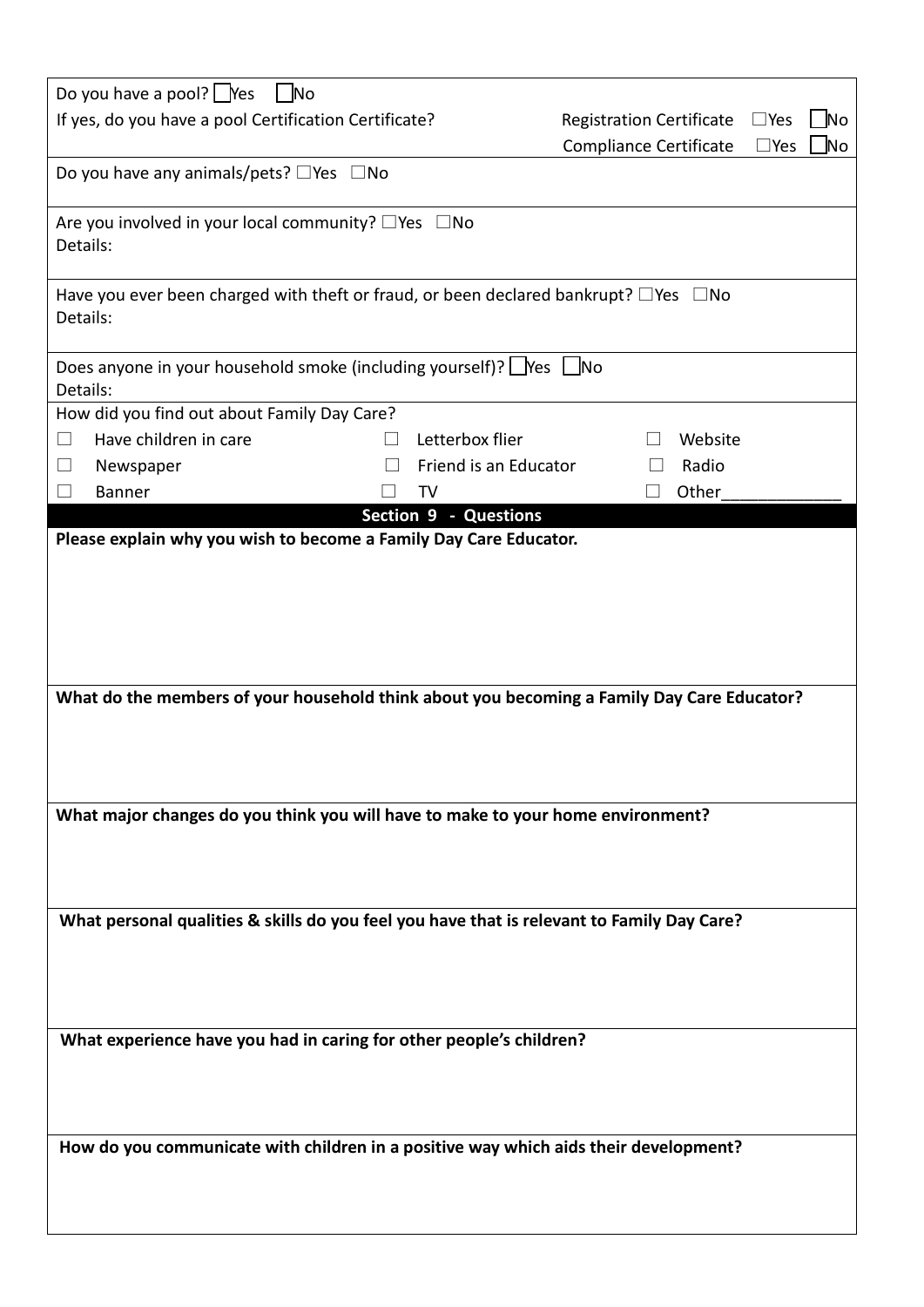Do you have a pool? ☐Yes ☐No

If you have a pool, do you have a pool Certification Certificate?

- Registration Certificate ☐Yes ☐No
- Compliance Certificate ☐Yes ☐No

Do you have any animals/pets? ☐Yes ☐No

Are you involved in your local community? ☐Yes ☐No

Details:

Have you ever been charged with theft or fraud, or been declared bankrupt? ☐Yes ☐No

Details:

Does anyone in your household smoke (including yourself)? ☐Yes ☐No

Details:

How did you find out about Family Day Care?

| | | |
|---|---|---|
| ☐ Have children in care | ☐ Letterbox flier | ☐ Website |
| ☐ Newspaper | ☐ Friend is an Educator | ☐ Radio |
| ☐ Banner | ☐ TV | ☐ Other_____________ |

## Section 9 - Questions

**Please explain why you wish to become a Family Day Care Educator.**

**What do the members of your household think about you becoming a Family Day Care Educator?**

**What major changes do you think you will have to make to your home environment?**

**What personal qualities & skills do you feel you have that is relevant to Family Day Care?**

**What experience have you had in caring for other people's children?**

**How do you communicate with children in a positive way which aids their development?**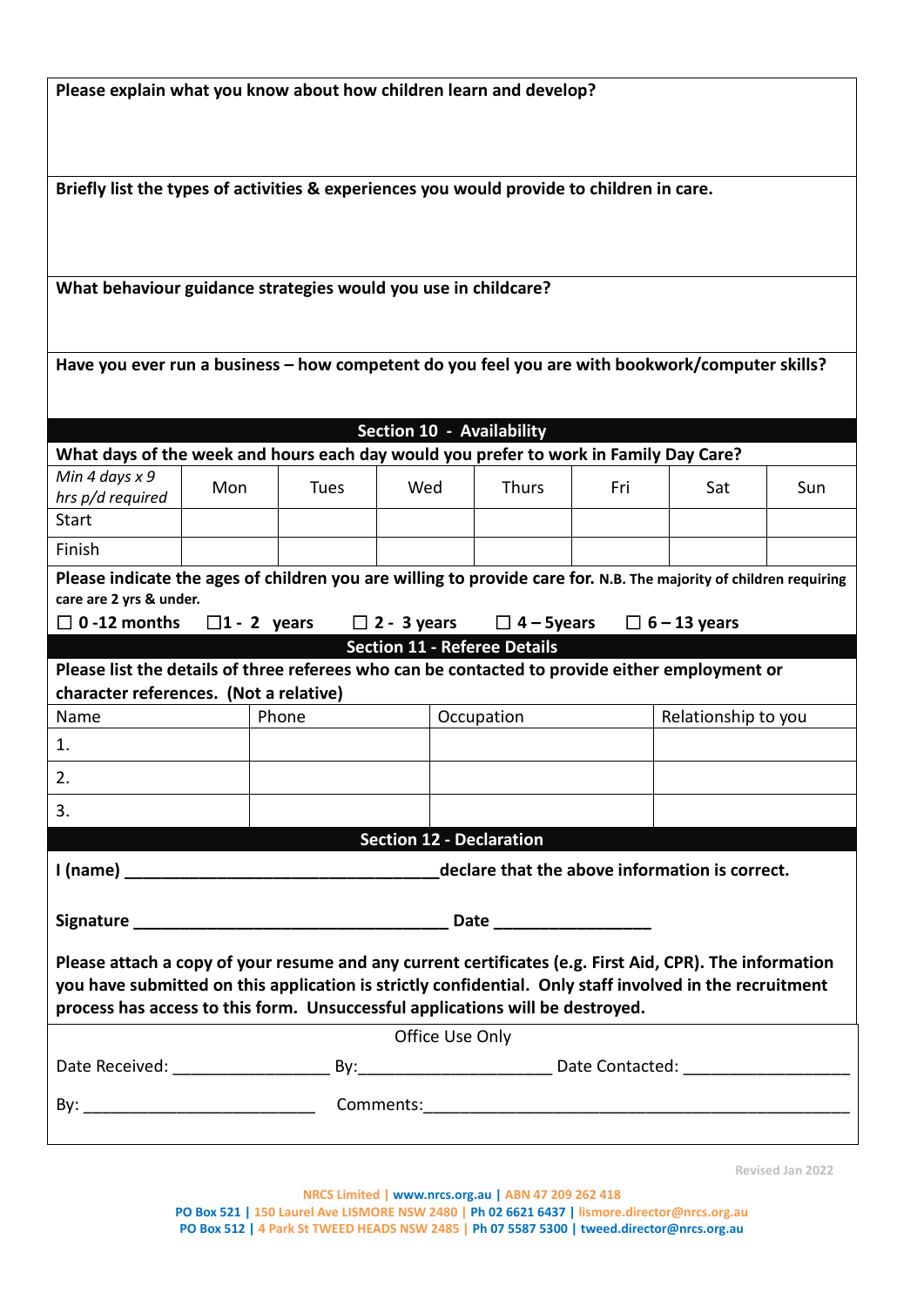**Please explain what you know about how children learn and develop?**

**Briefly list the types of activities & experiences you would provide to children in care.**

**What behaviour guidance strategies would you use in childcare?**

**Have you ever run a business – how competent do you feel you are with bookwork/computer skills?**

## Section 10 - Availability

**What days of the week and hours each day would you prefer to work in Family Day Care?**

| *Min 4 days x 9 hrs p/d required* | Mon | Tues | Wed | Thurs | Fri | Sat | Sun |
|---|---|---|---|---|---|---|---|
| Start | | | | | | | |
| Finish | | | | | | | |

**Please indicate the ages of children you are willing to provide care for.** **N.B. The majority of children requiring care are 2 yrs & under.**

☐ **0 -12 months** ☐**1 - 2 years** ☐ **2 - 3 years** ☐ **4 – 5years** ☐ **6 – 13 years**

## Section 11 - Referee Details

**Please list the details of three referees who can be contacted to provide either employment or character references. (Not a relative)**

| Name | Phone | Occupation | Relationship to you |
|---|---|---|---|
| 1. | | | |
| 2. | | | |
| 3. | | | |

## Section 12 - Declaration

**I (name) ___________________________________declare that the above information is correct.**

**Signature ___________________________________ Date _________________**

**Please attach a copy of your resume and any current certificates (e.g. First Aid, CPR). The information you have submitted on this application is strictly confidential. Only staff involved in the recruitment process has access to this form. Unsuccessful applications will be destroyed.**

Office Use Only

Date Received: _________________ By:_____________________ Date Contacted: __________________

By: __________________________ Comments:_________________________________________________

Revised Jan 2022

NRCS Limited | www.nrcs.org.au | ABN 47 209 262 418
PO Box 521 | 150 Laurel Ave LISMORE NSW 2480 | Ph 02 6621 6437 | lismore.director@nrcs.org.au
PO Box 512 | 4 Park St TWEED HEADS NSW 2485 | Ph 07 5587 5300 | tweed.director@nrcs.org.au